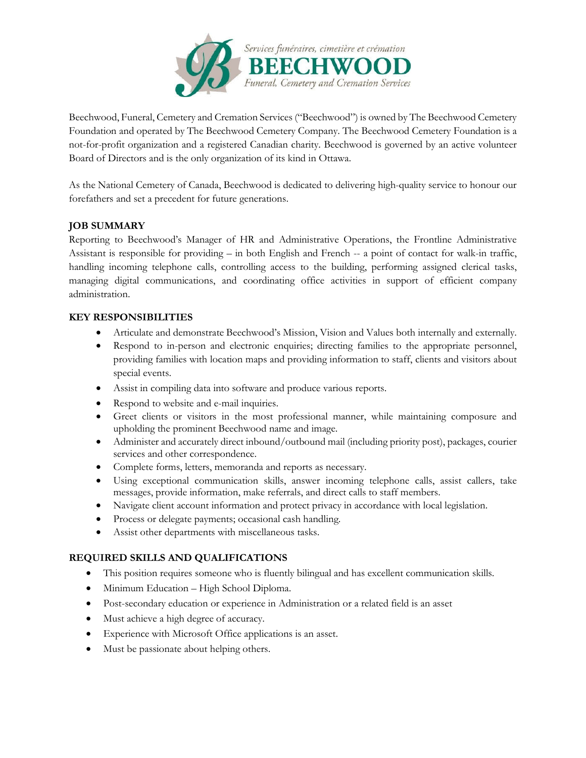Services funéraires, cimetière et crémation

**BEECHWOOD**

*Funeral, Cemetery and Cremation Services*

Beechwood, Funeral, Cemetery and Cremation Services ("Beechwood") is owned by The Beechwood Cemetery Foundation and operated by The Beechwood Cemetery Company. The Beechwood Cemetery Foundation is a not-for-profit organization and a registered Canadian charity. Beechwood is governed by an active volunteer Board of Directors and is the only organization of its kind in Ottawa.

As the National Cemetery of Canada, Beechwood is dedicated to delivering high-quality service to honour our forefathers and set a precedent for future generations.

## JOB SUMMARY

Reporting to Beechwood's Manager of HR and Administrative Operations, the Frontline Administrative Assistant is responsible for providing – in both English and French -- a point of contact for walk-in traffic, handling incoming telephone calls, controlling access to the building, performing assigned clerical tasks, managing digital communications, and coordinating office activities in support of efficient company administration.

## KEY RESPONSIBILITIES

- Articulate and demonstrate Beechwood's Mission, Vision and Values both internally and externally.
- Respond to in-person and electronic enquiries; directing families to the appropriate personnel, providing families with location maps and providing information to staff, clients and visitors about special events.
- Assist in compiling data into software and produce various reports.
- Respond to website and e-mail inquiries.
- Greet clients or visitors in the most professional manner, while maintaining composure and upholding the prominent Beechwood name and image.
- Administer and accurately direct inbound/outbound mail (including priority post), packages, courier services and other correspondence.
- Complete forms, letters, memoranda and reports as necessary.
- Using exceptional communication skills, answer incoming telephone calls, assist callers, take messages, provide information, make referrals, and direct calls to staff members.
- Navigate client account information and protect privacy in accordance with local legislation.
- Process or delegate payments; occasional cash handling.
- Assist other departments with miscellaneous tasks.

## REQUIRED SKILLS AND QUALIFICATIONS

- This position requires someone who is fluently bilingual and has excellent communication skills.
- Minimum Education – High School Diploma.
- Post-secondary education or experience in Administration or a related field is an asset
- Must achieve a high degree of accuracy.
- Experience with Microsoft Office applications is an asset.
- Must be passionate about helping others.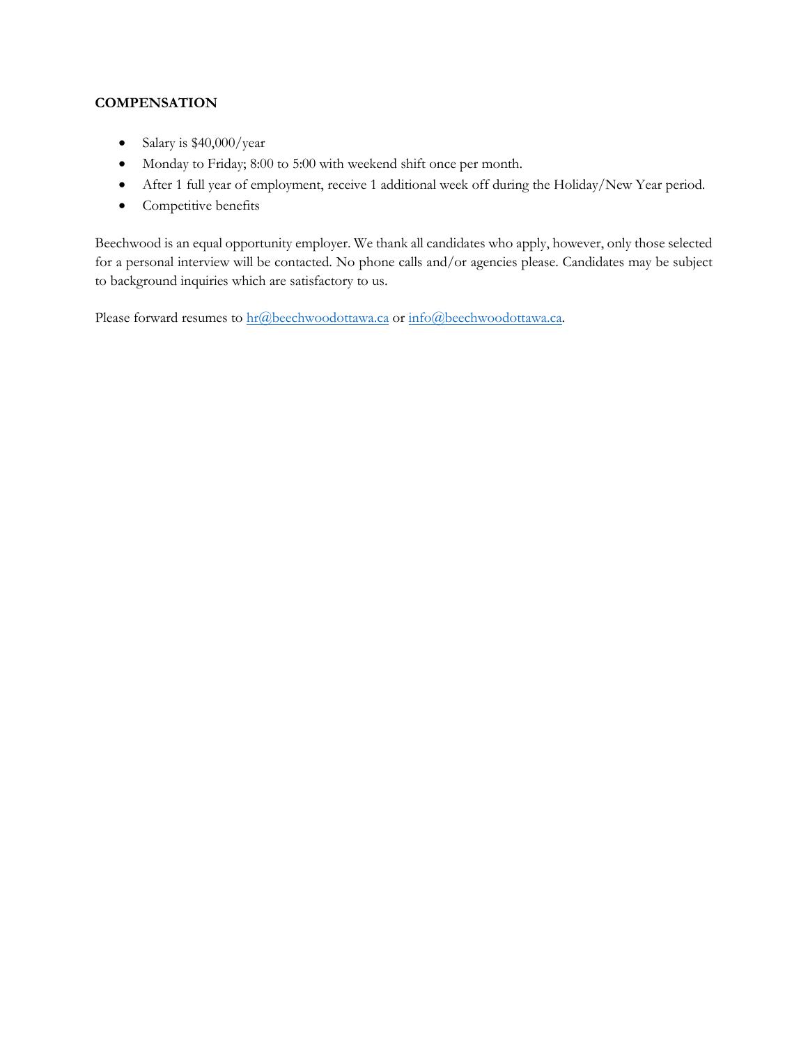**COMPENSATION**

- Salary is $40,000/year
- Monday to Friday; 8:00 to 5:00 with weekend shift once per month.
- After 1 full year of employment, receive 1 additional week off during the Holiday/New Year period.
- Competitive benefits

Beechwood is an equal opportunity employer. We thank all candidates who apply, however, only those selected for a personal interview will be contacted. No phone calls and/or agencies please. Candidates may be subject to background inquiries which are satisfactory to us.

Please forward resumes to hr@beechwoodottawa.ca or info@beechwoodottawa.ca.